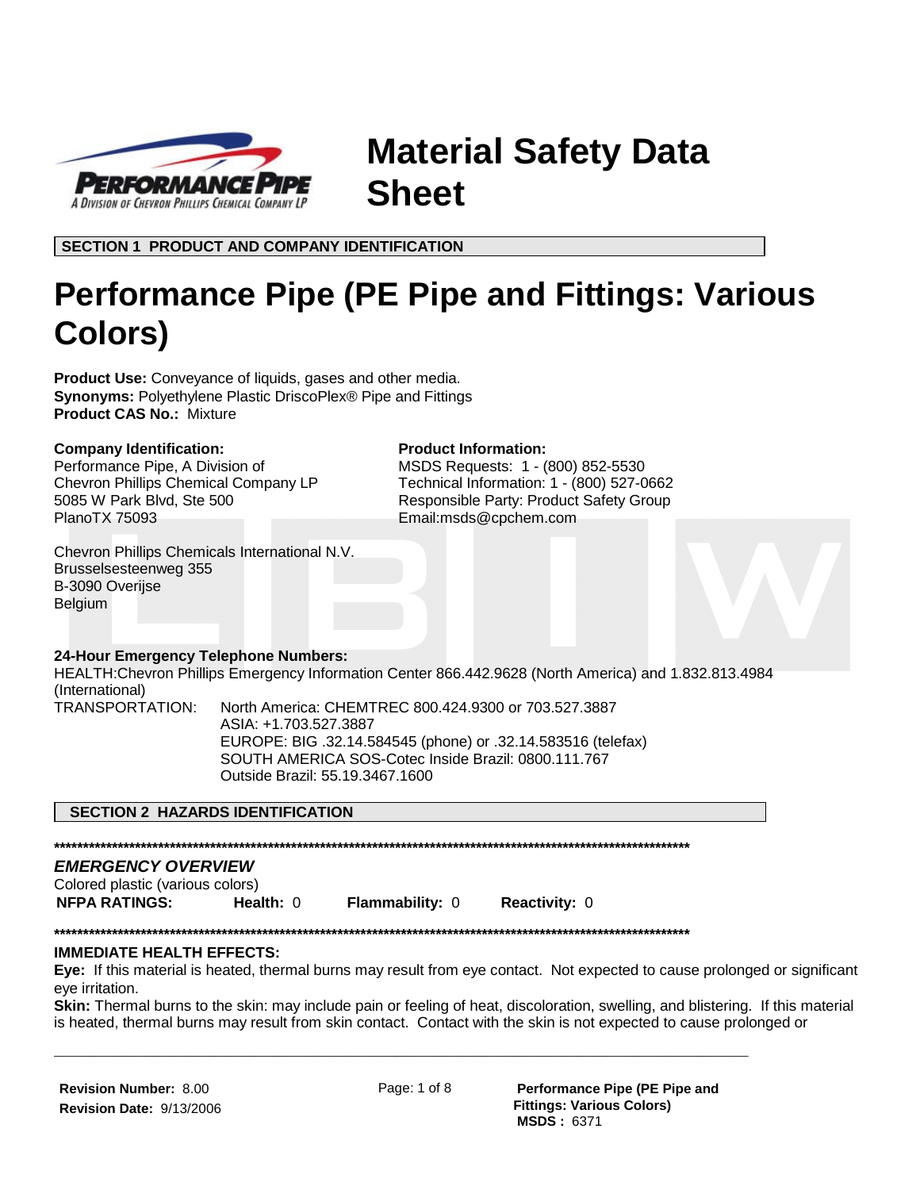# Material Safety Data Sheet

**SECTION 1 PRODUCT AND COMPANY IDENTIFICATION**

# Performance Pipe (PE Pipe and Fittings: Various Colors)

**Product Use:** Conveyance of liquids, gases and other media.
**Synonyms:** Polyethylene Plastic DriscoPlex® Pipe and Fittings
**Product CAS No.:** Mixture

**Company Identification:**
Performance Pipe, A Division of
Chevron Phillips Chemical Company LP
5085 W Park Blvd, Ste 500
PlanoTX 75093

**Product Information:**
MSDS Requests: 1 - (800) 852-5530
Technical Information: 1 - (800) 527-0662
Responsible Party: Product Safety Group
Email:msds@cpchem.com

Chevron Phillips Chemicals International N.V.
Brusselsesteenweg 355
B-3090 Overijse
Belgium

**24-Hour Emergency Telephone Numbers:**
HEALTH:Chevron Phillips Emergency Information Center 866.442.9628 (North America) and 1.832.813.4984 (International)
TRANSPORTATION: North America: CHEMTREC 800.424.9300 or 703.527.3887
ASIA: +1.703.527.3887
EUROPE: BIG .32.14.584545 (phone) or .32.14.583516 (telefax)
SOUTH AMERICA SOS-Cotec Inside Brazil: 0800.111.767
Outside Brazil: 55.19.3467.1600

**SECTION 2 HAZARDS IDENTIFICATION**

*****************************************************************************************************************

***EMERGENCY OVERVIEW***
Colored plastic (various colors)

**NFPA RATINGS:** **Health:** 0 **Flammability:** 0 **Reactivity:** 0

*****************************************************************************************************************

**IMMEDIATE HEALTH EFFECTS:**
**Eye:** If this material is heated, thermal burns may result from eye contact. Not expected to cause prolonged or significant eye irritation.
**Skin:** Thermal burns to the skin: may include pain or feeling of heat, discoloration, swelling, and blistering. If this material is heated, thermal burns may result from skin contact. Contact with the skin is not expected to cause prolonged or

**Revision Number:** 8.00
**Revision Date:** 9/13/2006

**Performance Pipe (PE Pipe and Fittings: Various Colors)**
**MSDS :** 6371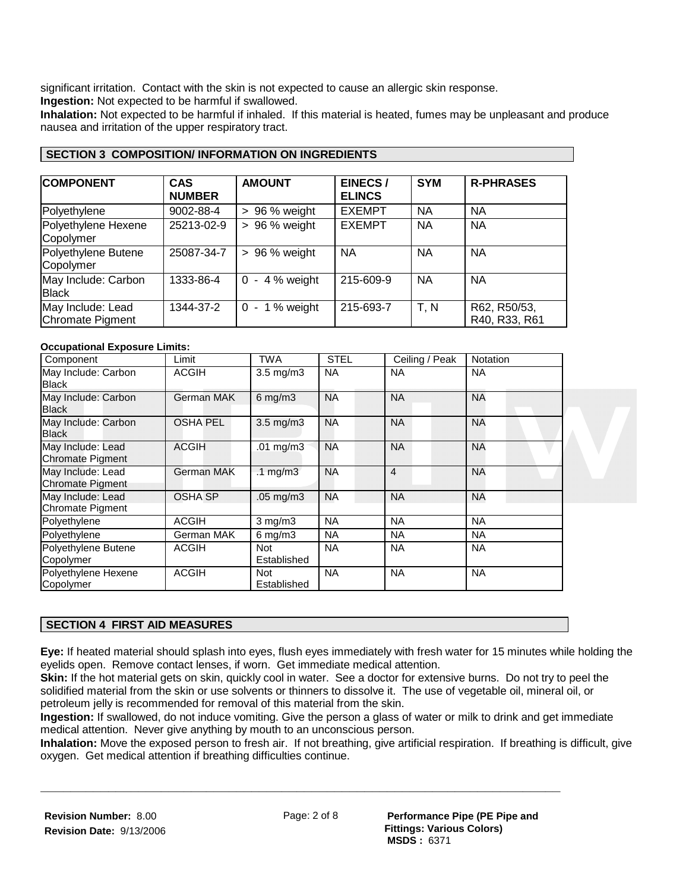significant irritation. Contact with the skin is not expected to cause an allergic skin response.

**Ingestion:** Not expected to be harmful if swallowed.

**Inhalation:** Not expected to be harmful if inhaled. If this material is heated, fumes may be unpleasant and produce nausea and irritation of the upper respiratory tract.

## SECTION 3 COMPOSITION/ INFORMATION ON INGREDIENTS

| COMPONENT | CAS NUMBER | AMOUNT | EINECS / ELINCS | SYM | R-PHRASES |
|---|---|---|---|---|---|
| Polyethylene | 9002-88-4 | > 96 % weight | EXEMPT | NA | NA |
| Polyethylene Hexene Copolymer | 25213-02-9 | > 96 % weight | EXEMPT | NA | NA |
| Polyethylene Butene Copolymer | 25087-34-7 | > 96 % weight | NA | NA | NA |
| May Include: Carbon Black | 1333-86-4 | 0 - 4 % weight | 215-609-9 | NA | NA |
| May Include: Lead Chromate Pigment | 1344-37-2 | 0 - 1 % weight | 215-693-7 | T, N | R62, R50/53, R40, R33, R61 |

**Occupational Exposure Limits:**

| Component | Limit | TWA | STEL | Ceiling / Peak | Notation |
|---|---|---|---|---|---|
| May Include: Carbon Black | ACGIH | 3.5 mg/m3 | NA | NA | NA |
| May Include: Carbon Black | German MAK | 6 mg/m3 | NA | NA | NA |
| May Include: Carbon Black | OSHA PEL | 3.5 mg/m3 | NA | NA | NA |
| May Include: Lead Chromate Pigment | ACGIH | .01 mg/m3 | NA | NA | NA |
| May Include: Lead Chromate Pigment | German MAK | .1 mg/m3 | NA | 4 | NA |
| May Include: Lead Chromate Pigment | OSHA SP | .05 mg/m3 | NA | NA | NA |
| Polyethylene | ACGIH | 3 mg/m3 | NA | NA | NA |
| Polyethylene | German MAK | 6 mg/m3 | NA | NA | NA |
| Polyethylene Butene Copolymer | ACGIH | Not Established | NA | NA | NA |
| Polyethylene Hexene Copolymer | ACGIH | Not Established | NA | NA | NA |

## SECTION 4 FIRST AID MEASURES

**Eye:** If heated material should splash into eyes, flush eyes immediately with fresh water for 15 minutes while holding the eyelids open. Remove contact lenses, if worn. Get immediate medical attention.

**Skin:** If the hot material gets on skin, quickly cool in water. See a doctor for extensive burns. Do not try to peel the solidified material from the skin or use solvents or thinners to dissolve it. The use of vegetable oil, mineral oil, or petroleum jelly is recommended for removal of this material from the skin.

**Ingestion:** If swallowed, do not induce vomiting. Give the person a glass of water or milk to drink and get immediate medical attention. Never give anything by mouth to an unconscious person.

**Inhalation:** Move the exposed person to fresh air. If not breathing, give artificial respiration. If breathing is difficult, give oxygen. Get medical attention if breathing difficulties continue.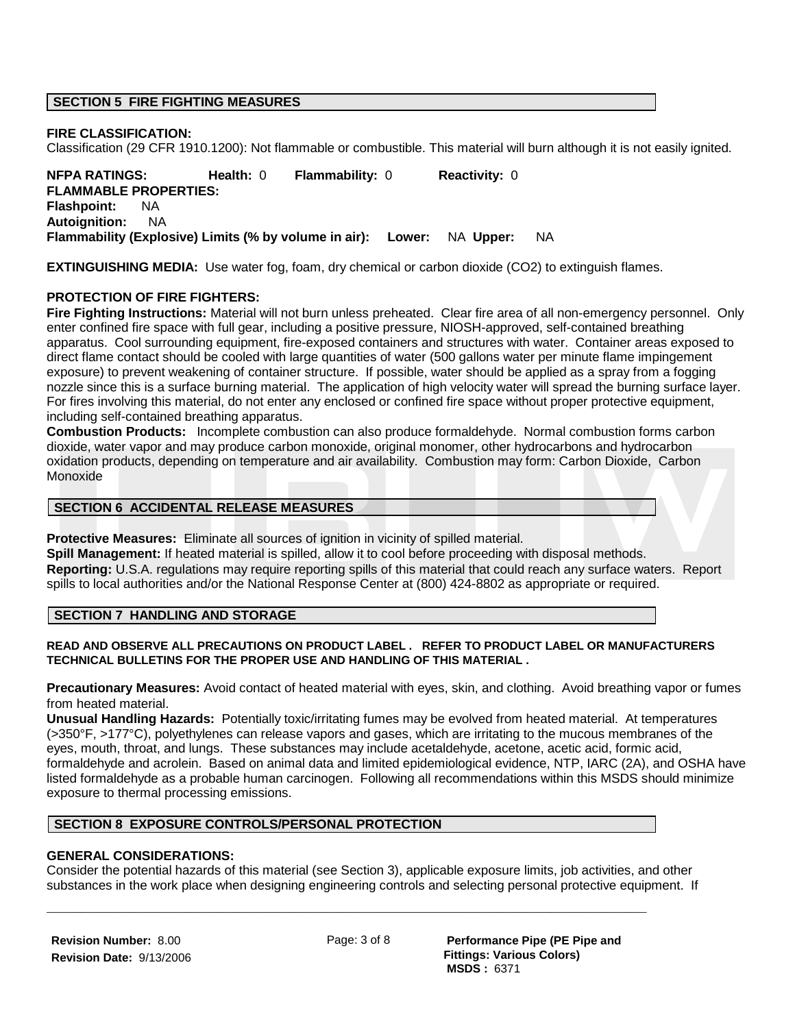## SECTION 5 FIRE FIGHTING MEASURES

**FIRE CLASSIFICATION:**
Classification (29 CFR 1910.1200): Not flammable or combustible. This material will burn although it is not easily ignited.

**NFPA RATINGS:** **Health:** 0 **Flammability:** 0 **Reactivity:** 0
**FLAMMABLE PROPERTIES:**
**Flashpoint:** NA
**Autoignition:** NA
**Flammability (Explosive) Limits (% by volume in air):** **Lower:** NA **Upper:** NA

**EXTINGUISHING MEDIA:** Use water fog, foam, dry chemical or carbon dioxide ($CO_2$) to extinguish flames.

**PROTECTION OF FIRE FIGHTERS:**
**Fire Fighting Instructions:** Material will not burn unless preheated. Clear fire area of all non-emergency personnel. Only enter confined fire space with full gear, including a positive pressure, NIOSH-approved, self-contained breathing apparatus. Cool surrounding equipment, fire-exposed containers and structures with water. Container areas exposed to direct flame contact should be cooled with large quantities of water (500 gallons water per minute flame impingement exposure) to prevent weakening of container structure. If possible, water should be applied as a spray from a fogging nozzle since this is a surface burning material. The application of high velocity water will spread the burning surface layer. For fires involving this material, do not enter any enclosed or confined fire space without proper protective equipment, including self-contained breathing apparatus.
**Combustion Products:** Incomplete combustion can also produce formaldehyde. Normal combustion forms carbon dioxide, water vapor and may produce carbon monoxide, original monomer, other hydrocarbons and hydrocarbon oxidation products, depending on temperature and air availability. Combustion may form: Carbon Dioxide, Carbon Monoxide

## SECTION 6 ACCIDENTAL RELEASE MEASURES

**Protective Measures:** Eliminate all sources of ignition in vicinity of spilled material.
**Spill Management:** If heated material is spilled, allow it to cool before proceeding with disposal methods.
**Reporting:** U.S.A. regulations may require reporting spills of this material that could reach any surface waters. Report spills to local authorities and/or the National Response Center at (800) 424-8802 as appropriate or required.

## SECTION 7 HANDLING AND STORAGE

**READ AND OBSERVE ALL PRECAUTIONS ON PRODUCT LABEL . REFER TO PRODUCT LABEL OR MANUFACTURERS TECHNICAL BULLETINS FOR THE PROPER USE AND HANDLING OF THIS MATERIAL .**

**Precautionary Measures:** Avoid contact of heated material with eyes, skin, and clothing. Avoid breathing vapor or fumes from heated material.
**Unusual Handling Hazards:** Potentially toxic/irritating fumes may be evolved from heated material. At temperatures (>350°F, >177°C), polyethylenes can release vapors and gases, which are irritating to the mucous membranes of the eyes, mouth, throat, and lungs. These substances may include acetaldehyde, acetone, acetic acid, formic acid, formaldehyde and acrolein. Based on animal data and limited epidemiological evidence, NTP, IARC (2A), and OSHA have listed formaldehyde as a probable human carcinogen. Following all recommendations within this MSDS should minimize exposure to thermal processing emissions.

## SECTION 8 EXPOSURE CONTROLS/PERSONAL PROTECTION

**GENERAL CONSIDERATIONS:**
Consider the potential hazards of this material (see Section 3), applicable exposure limits, job activities, and other substances in the work place when designing engineering controls and selecting personal protective equipment. If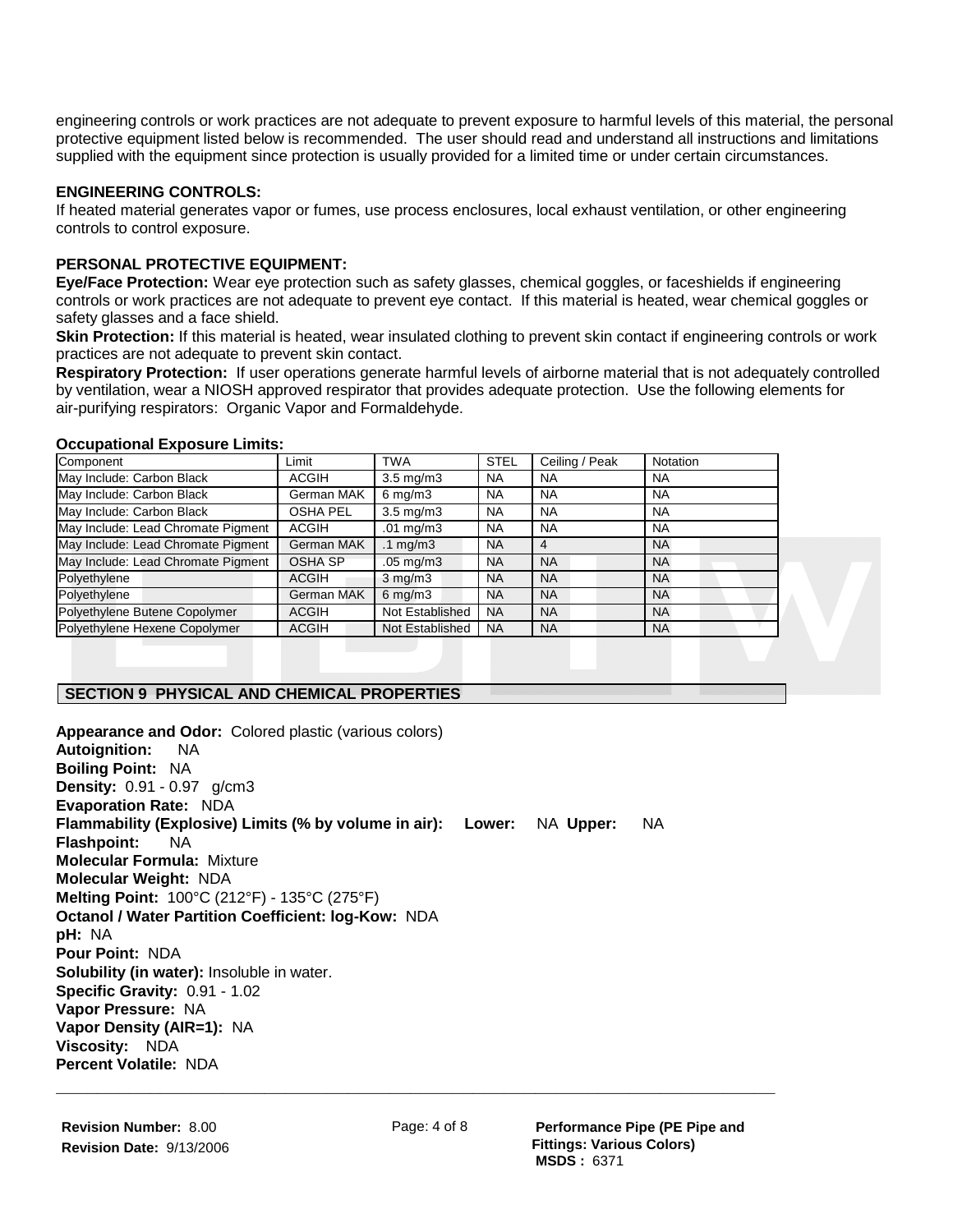engineering controls or work practices are not adequate to prevent exposure to harmful levels of this material, the personal protective equipment listed below is recommended. The user should read and understand all instructions and limitations supplied with the equipment since protection is usually provided for a limited time or under certain circumstances.

**ENGINEERING CONTROLS:**

If heated material generates vapor or fumes, use process enclosures, local exhaust ventilation, or other engineering controls to control exposure.

**PERSONAL PROTECTIVE EQUIPMENT:**

**Eye/Face Protection:** Wear eye protection such as safety glasses, chemical goggles, or faceshields if engineering controls or work practices are not adequate to prevent eye contact. If this material is heated, wear chemical goggles or safety glasses and a face shield.

**Skin Protection:** If this material is heated, wear insulated clothing to prevent skin contact if engineering controls or work practices are not adequate to prevent skin contact.

**Respiratory Protection:** If user operations generate harmful levels of airborne material that is not adequately controlled by ventilation, wear a NIOSH approved respirator that provides adequate protection. Use the following elements for air-purifying respirators: Organic Vapor and Formaldehyde.

**Occupational Exposure Limits:**

| Component | Limit | TWA | STEL | Ceiling / Peak | Notation |
|---|---|---|---|---|---|
| May Include: Carbon Black | ACGIH | 3.5 mg/m3 | NA | NA | NA |
| May Include: Carbon Black | German MAK | 6 mg/m3 | NA | NA | NA |
| May Include: Carbon Black | OSHA PEL | 3.5 mg/m3 | NA | NA | NA |
| May Include: Lead Chromate Pigment | ACGIH | .01 mg/m3 | NA | NA | NA |
| May Include: Lead Chromate Pigment | German MAK | .1 mg/m3 | NA | 4 | NA |
| May Include: Lead Chromate Pigment | OSHA SP | .05 mg/m3 | NA | NA | NA |
| Polyethylene | ACGIH | 3 mg/m3 | NA | NA | NA |
| Polyethylene | German MAK | 6 mg/m3 | NA | NA | NA |
| Polyethylene Butene Copolymer | ACGIH | Not Established | NA | NA | NA |
| Polyethylene Hexene Copolymer | ACGIH | Not Established | NA | NA | NA |

## SECTION 9 PHYSICAL AND CHEMICAL PROPERTIES

**Appearance and Odor:** Colored plastic (various colors)
**Autoignition:** NA
**Boiling Point:** NA
**Density:** 0.91 - 0.97 g/cm3
**Evaporation Rate:** NDA
**Flammability (Explosive) Limits (% by volume in air): Lower:** NA **Upper:** NA
**Flashpoint:** NA
**Molecular Formula:** Mixture
**Molecular Weight:** NDA
**Melting Point:** 100°C (212°F) - 135°C (275°F)
**Octanol / Water Partition Coefficient: log-Kow:** NDA
**pH:** NA
**Pour Point:** NDA
**Solubility (in water):** Insoluble in water.
**Specific Gravity:** 0.91 - 1.02
**Vapor Pressure:** NA
**Vapor Density (AIR=1):** NA
**Viscosity:** NDA
**Percent Volatile:** NDA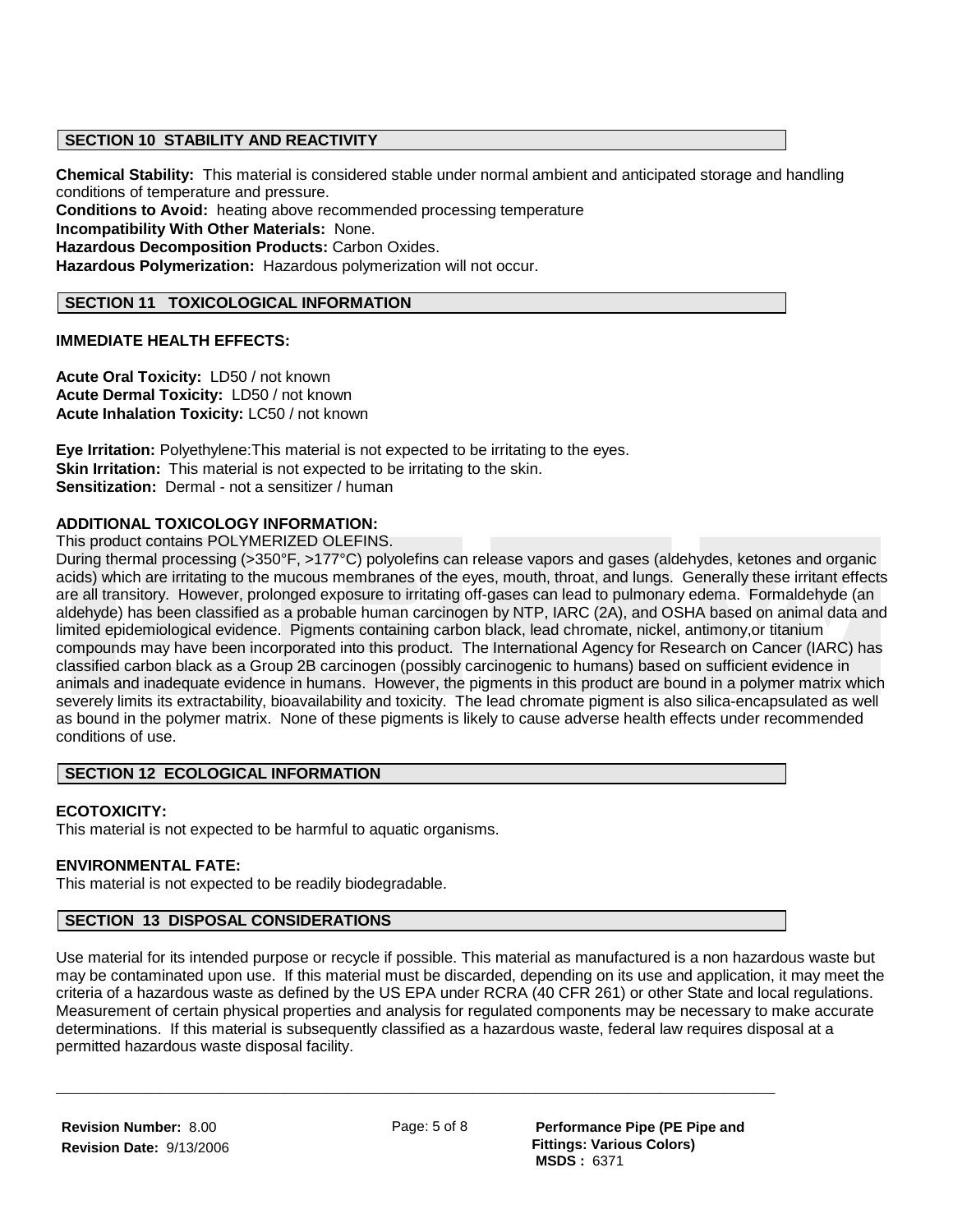## SECTION 10 STABILITY AND REACTIVITY

**Chemical Stability:** This material is considered stable under normal ambient and anticipated storage and handling conditions of temperature and pressure.
**Conditions to Avoid:** heating above recommended processing temperature
**Incompatibility With Other Materials:** None.
**Hazardous Decomposition Products:** Carbon Oxides.
**Hazardous Polymerization:** Hazardous polymerization will not occur.

## SECTION 11 TOXICOLOGICAL INFORMATION

**IMMEDIATE HEALTH EFFECTS:**

**Acute Oral Toxicity:** LD50 / not known
**Acute Dermal Toxicity:** LD50 / not known
**Acute Inhalation Toxicity:** LC50 / not known

**Eye Irritation:** Polyethylene:This material is not expected to be irritating to the eyes.
**Skin Irritation:** This material is not expected to be irritating to the skin.
**Sensitization:** Dermal - not a sensitizer / human

**ADDITIONAL TOXICOLOGY INFORMATION:**
This product contains POLYMERIZED OLEFINS.
During thermal processing (>350°F, >177°C) polyolefins can release vapors and gases (aldehydes, ketones and organic acids) which are irritating to the mucous membranes of the eyes, mouth, throat, and lungs. Generally these irritant effects are all transitory. However, prolonged exposure to irritating off-gases can lead to pulmonary edema. Formaldehyde (an aldehyde) has been classified as a probable human carcinogen by NTP, IARC (2A), and OSHA based on animal data and limited epidemiological evidence. Pigments containing carbon black, lead chromate, nickel, antimony,or titanium compounds may have been incorporated into this product. The International Agency for Research on Cancer (IARC) has classified carbon black as a Group 2B carcinogen (possibly carcinogenic to humans) based on sufficient evidence in animals and inadequate evidence in humans. However, the pigments in this product are bound in a polymer matrix which severely limits its extractability, bioavailability and toxicity. The lead chromate pigment is also silica-encapsulated as well as bound in the polymer matrix. None of these pigments is likely to cause adverse health effects under recommended conditions of use.

## SECTION 12 ECOLOGICAL INFORMATION

**ECOTOXICITY:**
This material is not expected to be harmful to aquatic organisms.

**ENVIRONMENTAL FATE:**
This material is not expected to be readily biodegradable.

## SECTION 13 DISPOSAL CONSIDERATIONS

Use material for its intended purpose or recycle if possible. This material as manufactured is a non hazardous waste but may be contaminated upon use. If this material must be discarded, depending on its use and application, it may meet the criteria of a hazardous waste as defined by the US EPA under RCRA (40 CFR 261) or other State and local regulations. Measurement of certain physical properties and analysis for regulated components may be necessary to make accurate determinations. If this material is subsequently classified as a hazardous waste, federal law requires disposal at a permitted hazardous waste disposal facility.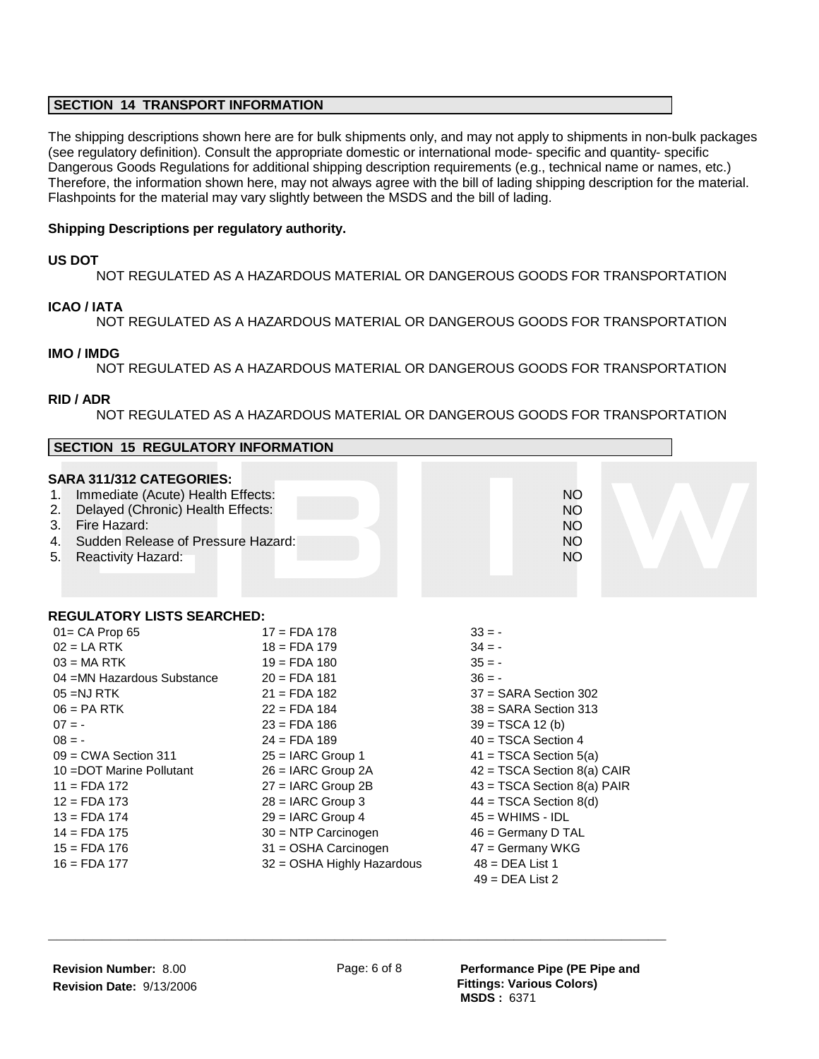## SECTION 14 TRANSPORT INFORMATION

The shipping descriptions shown here are for bulk shipments only, and may not apply to shipments in non-bulk packages (see regulatory definition). Consult the appropriate domestic or international mode- specific and quantity- specific Dangerous Goods Regulations for additional shipping description requirements (e.g., technical name or names, etc.) Therefore, the information shown here, may not always agree with the bill of lading shipping description for the material. Flashpoints for the material may vary slightly between the MSDS and the bill of lading.

**Shipping Descriptions per regulatory authority.**

**US DOT**

NOT REGULATED AS A HAZARDOUS MATERIAL OR DANGEROUS GOODS FOR TRANSPORTATION

**ICAO / IATA**

NOT REGULATED AS A HAZARDOUS MATERIAL OR DANGEROUS GOODS FOR TRANSPORTATION

**IMO / IMDG**

NOT REGULATED AS A HAZARDOUS MATERIAL OR DANGEROUS GOODS FOR TRANSPORTATION

**RID / ADR**

NOT REGULATED AS A HAZARDOUS MATERIAL OR DANGEROUS GOODS FOR TRANSPORTATION

## SECTION 15 REGULATORY INFORMATION

**SARA 311/312 CATEGORIES:**

| | |
|---|---|
| 1. Immediate (Acute) Health Effects: | NO |
| 2. Delayed (Chronic) Health Effects: | NO |
| 3. Fire Hazard: | NO |
| 4. Sudden Release of Pressure Hazard: | NO |
| 5. Reactivity Hazard: | NO |

**REGULATORY LISTS SEARCHED:**

| | | |
|---|---|---|
| 01= CA Prop 65 | 17 = FDA 178 | 33 = - |
| 02 = LA RTK | 18 = FDA 179 | 34 = - |
| 03 = MA RTK | 19 = FDA 180 | 35 = - |
| 04 =MN Hazardous Substance | 20 = FDA 181 | 36 = - |
| 05 =NJ RTK | 21 = FDA 182 | 37 = SARA Section 302 |
| 06 = PA RTK | 22 = FDA 184 | 38 = SARA Section 313 |
| 07 = - | 23 = FDA 186 | 39 = TSCA 12 (b) |
| 08 = - | 24 = FDA 189 | 40 = TSCA Section 4 |
| 09 = CWA Section 311 | 25 = IARC Group 1 | 41 = TSCA Section 5(a) |
| 10 =DOT Marine Pollutant | 26 = IARC Group 2A | 42 = TSCA Section 8(a) CAIR |
| 11 = FDA 172 | 27 = IARC Group 2B | 43 = TSCA Section 8(a) PAIR |
| 12 = FDA 173 | 28 = IARC Group 3 | 44 = TSCA Section 8(d) |
| 13 = FDA 174 | 29 = IARC Group 4 | 45 = WHIMS - IDL |
| 14 = FDA 175 | 30 = NTP Carcinogen | 46 = Germany D TAL |
| 15 = FDA 176 | 31 = OSHA Carcinogen | 47 = Germany WKG |
| 16 = FDA 177 | 32 = OSHA Highly Hazardous | 48 = DEA List 1 |
| | | 49 = DEA List 2 |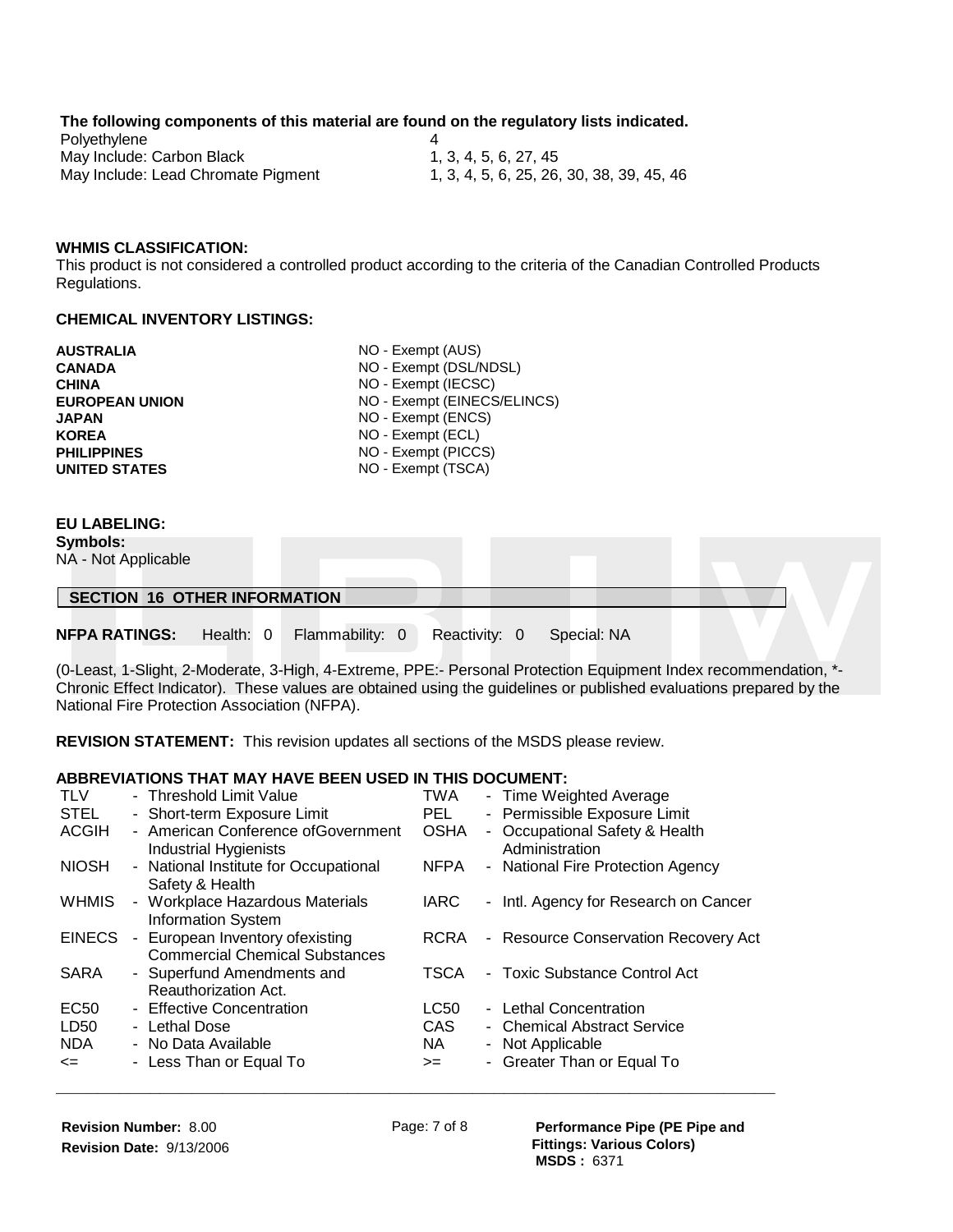**The following components of this material are found on the regulatory lists indicated.**

| | |
|---|---|
| Polyethylene | 4 |
| May Include: Carbon Black | 1, 3, 4, 5, 6, 27, 45 |
| May Include: Lead Chromate Pigment | 1, 3, 4, 5, 6, 25, 26, 30, 38, 39, 45, 46 |

**WHMIS CLASSIFICATION:**

This product is not considered a controlled product according to the criteria of the Canadian Controlled Products Regulations.

**CHEMICAL INVENTORY LISTINGS:**

| | |
|---|---|
| **AUSTRALIA** | NO - Exempt (AUS) |
| **CANADA** | NO - Exempt (DSL/NDSL) |
| **CHINA** | NO - Exempt (IECSC) |
| **EUROPEAN UNION** | NO - Exempt (EINECS/ELINCS) |
| **JAPAN** | NO - Exempt (ENCS) |
| **KOREA** | NO - Exempt (ECL) |
| **PHILIPPINES** | NO - Exempt (PICCS) |
| **UNITED STATES** | NO - Exempt (TSCA) |

**EU LABELING:**

**Symbols:**

NA - Not Applicable

## SECTION 16 OTHER INFORMATION

**NFPA RATINGS:** Health: 0 Flammability: 0 Reactivity: 0 Special: NA

(0-Least, 1-Slight, 2-Moderate, 3-High, 4-Extreme, PPE:- Personal Protection Equipment Index recommendation, *-Chronic Effect Indicator). These values are obtained using the guidelines or published evaluations prepared by the National Fire Protection Association (NFPA).

**REVISION STATEMENT:** This revision updates all sections of the MSDS please review.

**ABBREVIATIONS THAT MAY HAVE BEEN USED IN THIS DOCUMENT:**

| | | | |
|---|---|---|---|
| TLV | - Threshold Limit Value | TWA | - Time Weighted Average |
| STEL | - Short-term Exposure Limit | PEL | - Permissible Exposure Limit |
| ACGIH | - American Conference ofGovernment Industrial Hygienists | OSHA | - Occupational Safety & Health Administration |
| NIOSH | - National Institute for Occupational Safety & Health | NFPA | - National Fire Protection Agency |
| WHMIS | - Workplace Hazardous Materials Information System | IARC | - Intl. Agency for Research on Cancer |
| EINECS | - European Inventory ofexisting Commercial Chemical Substances | RCRA | - Resource Conservation Recovery Act |
| SARA | - Superfund Amendments and Reauthorization Act. | TSCA | - Toxic Substance Control Act |
| EC50 | - Effective Concentration | LC50 | - Lethal Concentration |
| LD50 | - Lethal Dose | CAS | - Chemical Abstract Service |
| NDA | - No Data Available | NA | - Not Applicable |
| <= | - Less Than or Equal To | >= | - Greater Than or Equal To |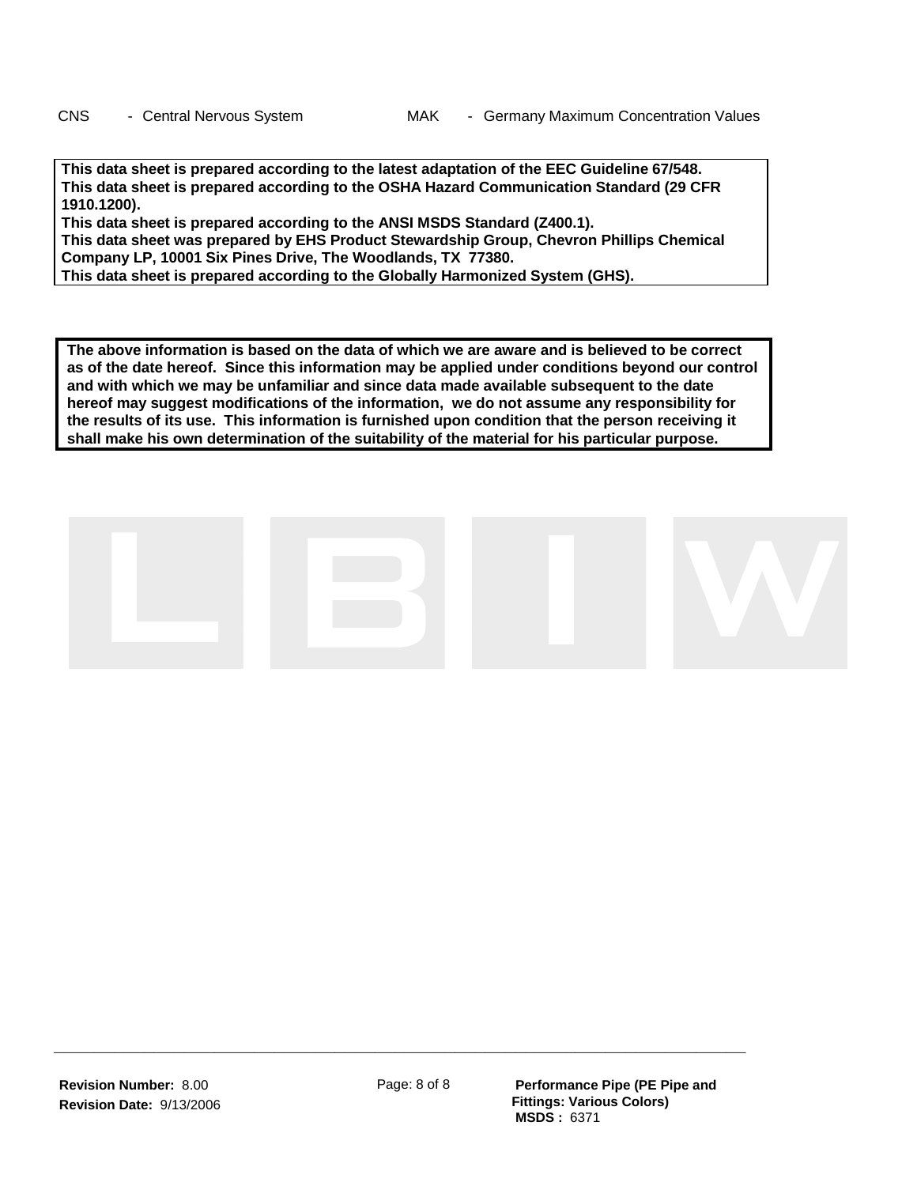| | | | |
|---|---|---|---|
| CNS | - Central Nervous System | MAK | - Germany Maximum Concentration Values |

**This data sheet is prepared according to the latest adaptation of the EEC Guideline 67/548.**
**This data sheet is prepared according to the OSHA Hazard Communication Standard (29 CFR 1910.1200).**
**This data sheet is prepared according to the ANSI MSDS Standard (Z400.1).**
**This data sheet was prepared by EHS Product Stewardship Group, Chevron Phillips Chemical Company LP, 10001 Six Pines Drive, The Woodlands, TX 77380.**
**This data sheet is prepared according to the Globally Harmonized System (GHS).**

**The above information is based on the data of which we are aware and is believed to be correct as of the date hereof. Since this information may be applied under conditions beyond our control and with which we may be unfamiliar and since data made available subsequent to the date hereof may suggest modifications of the information, we do not assume any responsibility for the results of its use. This information is furnished upon condition that the person receiving it shall make his own determination of the suitability of the material for his particular purpose.**

LBIW

**Revision Number:** 8.00
**Revision Date:** 9/13/2006

**Performance Pipe (PE Pipe and Fittings: Various Colors)**
**MSDS :** 6371